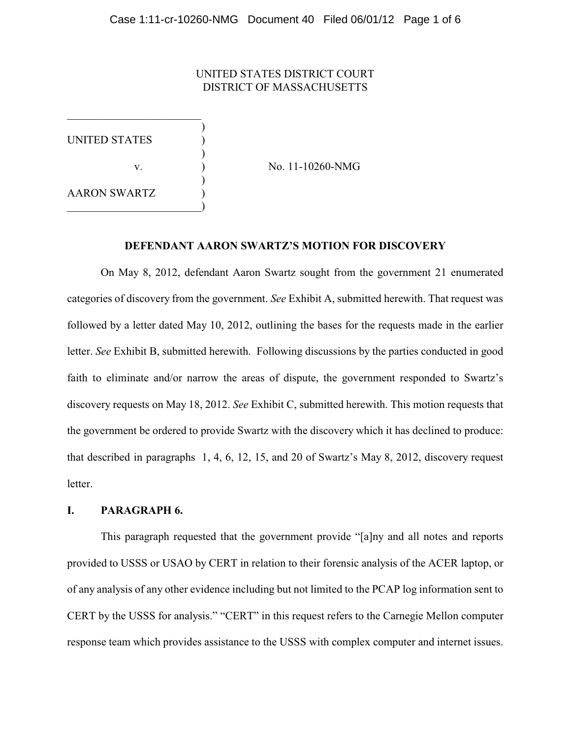UNITED STATES DISTRICT COURT
DISTRICT OF MASSACHUSETTS

UNITED STATES

v.

AARON SWARTZ

No. 11-10260-NMG

**DEFENDANT AARON SWARTZ'S MOTION FOR DISCOVERY**

On May 8, 2012, defendant Aaron Swartz sought from the government 21 enumerated categories of discovery from the government. *See* Exhibit A, submitted herewith. That request was followed by a letter dated May 10, 2012, outlining the bases for the requests made in the earlier letter. *See* Exhibit B, submitted herewith. Following discussions by the parties conducted in good faith to eliminate and/or narrow the areas of dispute, the government responded to Swartz's discovery requests on May 18, 2012. *See* Exhibit C, submitted herewith. This motion requests that the government be ordered to provide Swartz with the discovery which it has declined to produce: that described in paragraphs 1, 4, 6, 12, 15, and 20 of Swartz's May 8, 2012, discovery request letter.

## I. PARAGRAPH 6.

This paragraph requested that the government provide "[a]ny and all notes and reports provided to USSS or USAO by CERT in relation to their forensic analysis of the ACER laptop, or of any analysis of any other evidence including but not limited to the PCAP log information sent to CERT by the USSS for analysis." "CERT" in this request refers to the Carnegie Mellon computer response team which provides assistance to the USSS with complex computer and internet issues.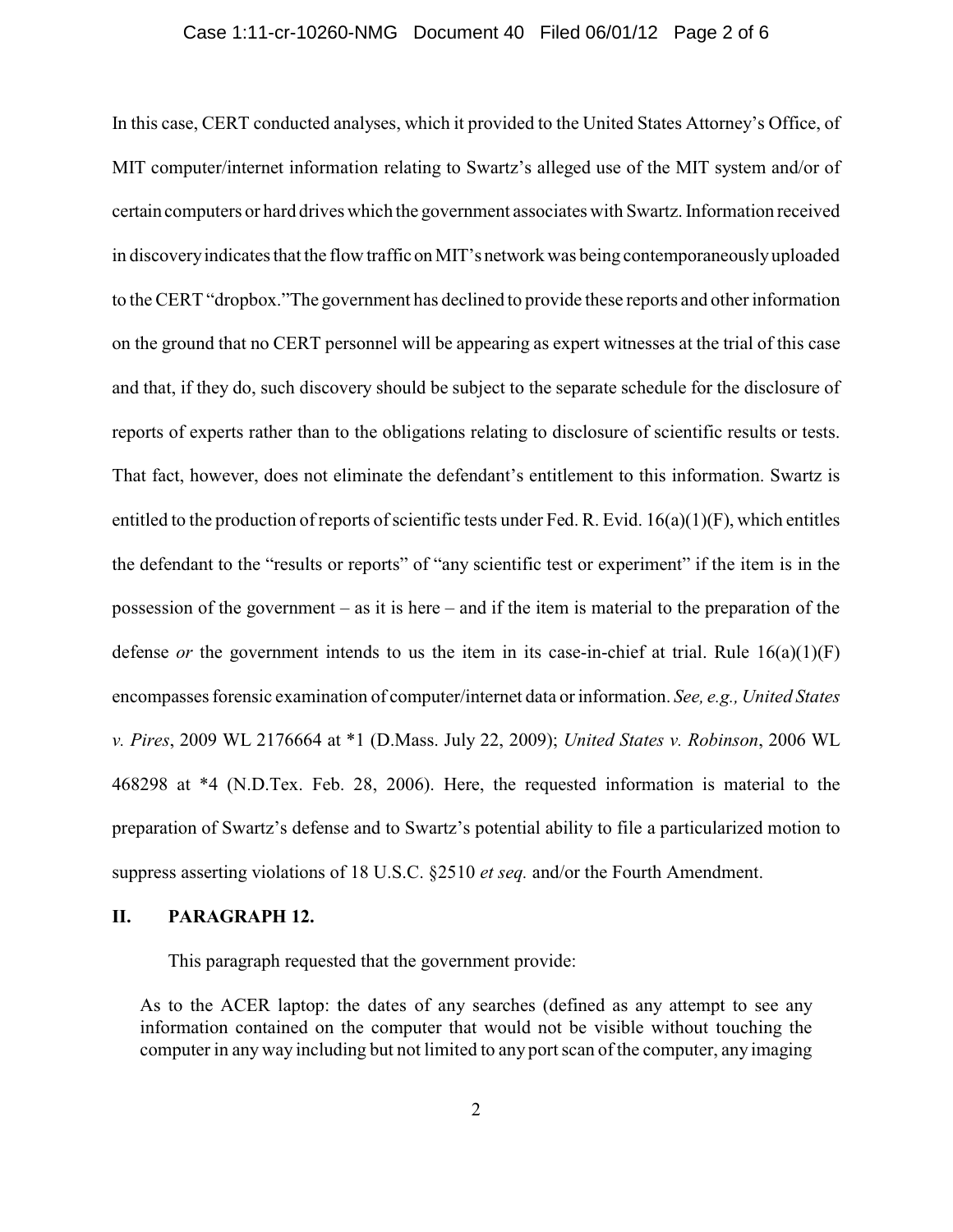In this case, CERT conducted analyses, which it provided to the United States Attorney's Office, of MIT computer/internet information relating to Swartz's alleged use of the MIT system and/or of certain computers or hard drives which the government associates with Swartz. Information received in discovery indicates that the flow traffic on MIT's network was being contemporaneously uploaded to the CERT "dropbox."The government has declined to provide these reports and other information on the ground that no CERT personnel will be appearing as expert witnesses at the trial of this case and that, if they do, such discovery should be subject to the separate schedule for the disclosure of reports of experts rather than to the obligations relating to disclosure of scientific results or tests. That fact, however, does not eliminate the defendant's entitlement to this information. Swartz is entitled to the production of reports of scientific tests under Fed. R. Evid. 16(a)(1)(F), which entitles the defendant to the "results or reports" of "any scientific test or experiment" if the item is in the possession of the government – as it is here – and if the item is material to the preparation of the defense *or* the government intends to us the item in its case-in-chief at trial. Rule 16(a)(1)(F) encompasses forensic examination of computer/internet data or information. *See, e.g., United States v. Pires*, 2009 WL 2176664 at *1 (D.Mass. July 22, 2009); *United States v. Robinson*, 2006 WL 468298 at *4 (N.D.Tex. Feb. 28, 2006). Here, the requested information is material to the preparation of Swartz's defense and to Swartz's potential ability to file a particularized motion to suppress asserting violations of 18 U.S.C. §2510 *et seq.* and/or the Fourth Amendment.

## II. PARAGRAPH 12.

This paragraph requested that the government provide:

> As to the ACER laptop: the dates of any searches (defined as any attempt to see any information contained on the computer that would not be visible without touching the computer in any way including but not limited to any port scan of the computer, any imaging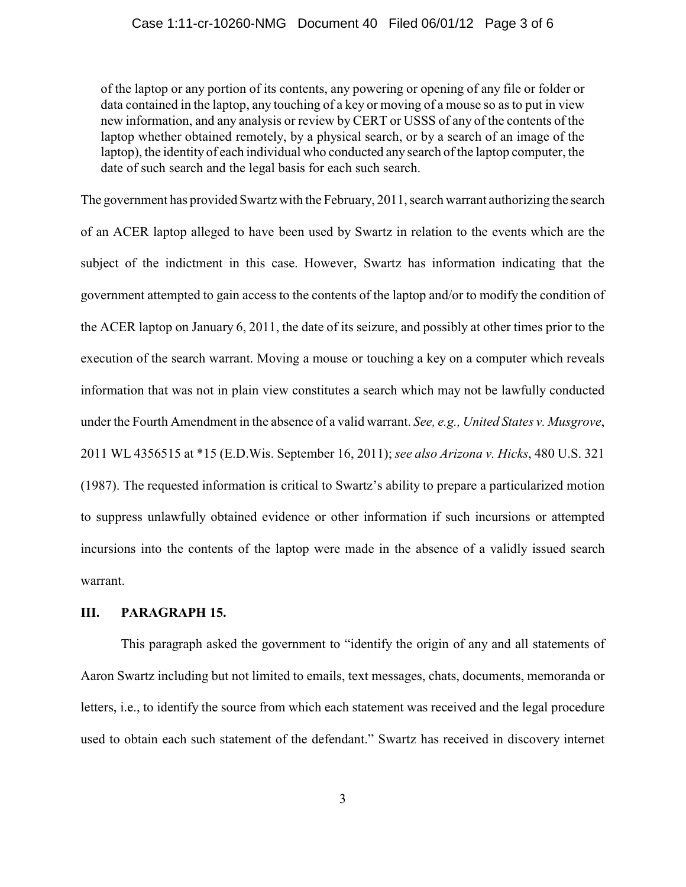> of the laptop or any portion of its contents, any powering or opening of any file or folder or data contained in the laptop, any touching of a key or moving of a mouse so as to put in view new information, and any analysis or review by CERT or USSS of any of the contents of the laptop whether obtained remotely, by a physical search, or by a search of an image of the laptop), the identity of each individual who conducted any search of the laptop computer, the date of such search and the legal basis for each such search.

The government has provided Swartz with the February, 2011, search warrant authorizing the search of an ACER laptop alleged to have been used by Swartz in relation to the events which are the subject of the indictment in this case. However, Swartz has information indicating that the government attempted to gain access to the contents of the laptop and/or to modify the condition of the ACER laptop on January 6, 2011, the date of its seizure, and possibly at other times prior to the execution of the search warrant. Moving a mouse or touching a key on a computer which reveals information that was not in plain view constitutes a search which may not be lawfully conducted under the Fourth Amendment in the absence of a valid warrant. *See, e.g., United States v. Musgrove*, 2011 WL 4356515 at *15 (E.D.Wis. September 16, 2011); *see also Arizona v. Hicks*, 480 U.S. 321 (1987). The requested information is critical to Swartz's ability to prepare a particularized motion to suppress unlawfully obtained evidence or other information if such incursions or attempted incursions into the contents of the laptop were made in the absence of a validly issued search warrant.

## III. PARAGRAPH 15.

This paragraph asked the government to "identify the origin of any and all statements of Aaron Swartz including but not limited to emails, text messages, chats, documents, memoranda or letters, i.e., to identify the source from which each statement was received and the legal procedure used to obtain each such statement of the defendant." Swartz has received in discovery internet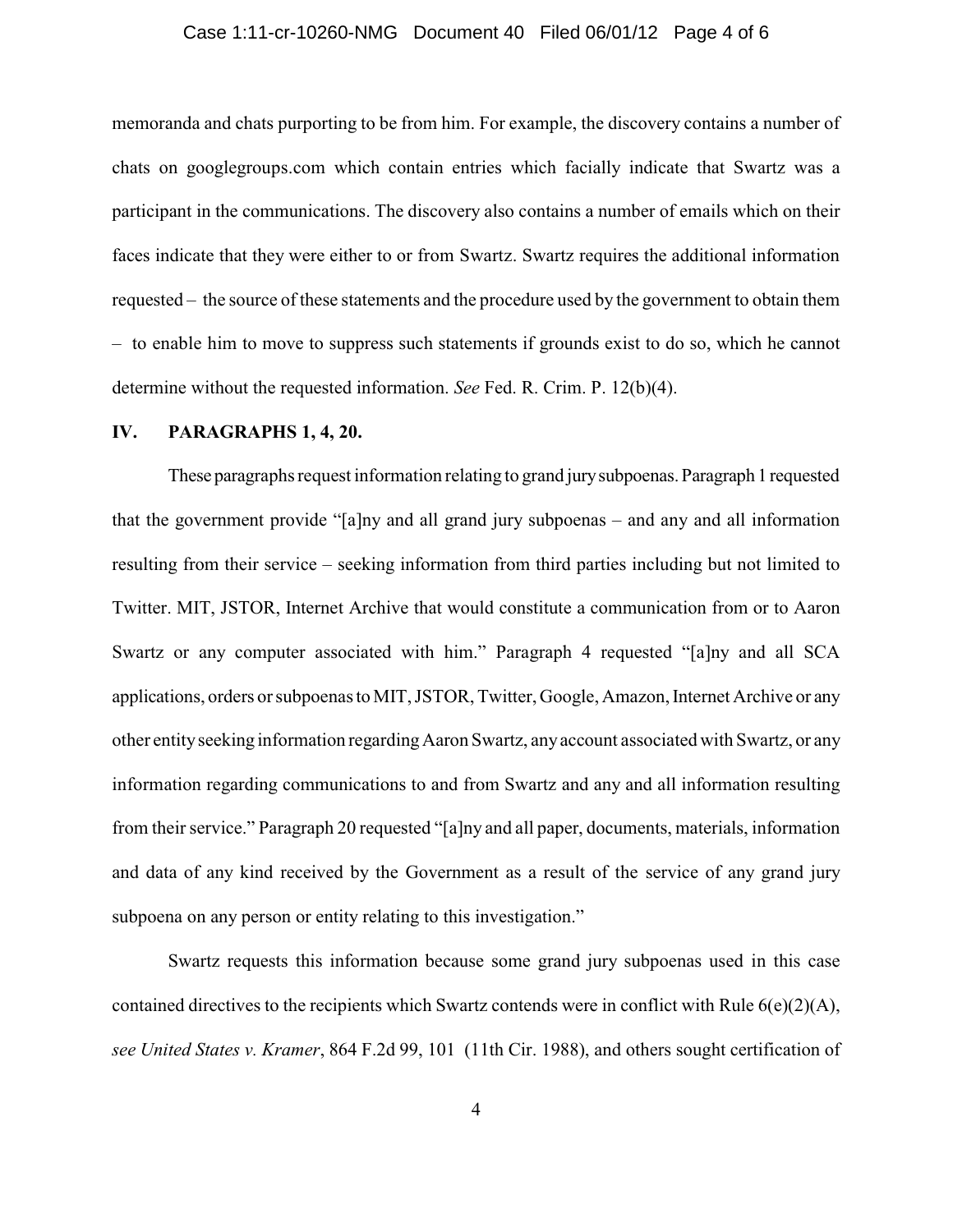memoranda and chats purporting to be from him. For example, the discovery contains a number of chats on googlegroups.com which contain entries which facially indicate that Swartz was a participant in the communications. The discovery also contains a number of emails which on their faces indicate that they were either to or from Swartz. Swartz requires the additional information requested – the source of these statements and the procedure used by the government to obtain them – to enable him to move to suppress such statements if grounds exist to do so, which he cannot determine without the requested information. *See* Fed. R. Crim. P. 12(b)(4).

## IV. PARAGRAPHS 1, 4, 20.

These paragraphs request information relating to grand jury subpoenas. Paragraph 1 requested that the government provide "[a]ny and all grand jury subpoenas – and any and all information resulting from their service – seeking information from third parties including but not limited to Twitter. MIT, JSTOR, Internet Archive that would constitute a communication from or to Aaron Swartz or any computer associated with him." Paragraph 4 requested "[a]ny and all SCA applications, orders or subpoenas to MIT, JSTOR, Twitter, Google, Amazon, Internet Archive or any other entity seeking information regarding Aaron Swartz, any account associated with Swartz, or any information regarding communications to and from Swartz and any and all information resulting from their service." Paragraph 20 requested "[a]ny and all paper, documents, materials, information and data of any kind received by the Government as a result of the service of any grand jury subpoena on any person or entity relating to this investigation."

Swartz requests this information because some grand jury subpoenas used in this case contained directives to the recipients which Swartz contends were in conflict with Rule 6(e)(2)(A), *see United States v. Kramer*, 864 F.2d 99, 101 (11th Cir. 1988), and others sought certification of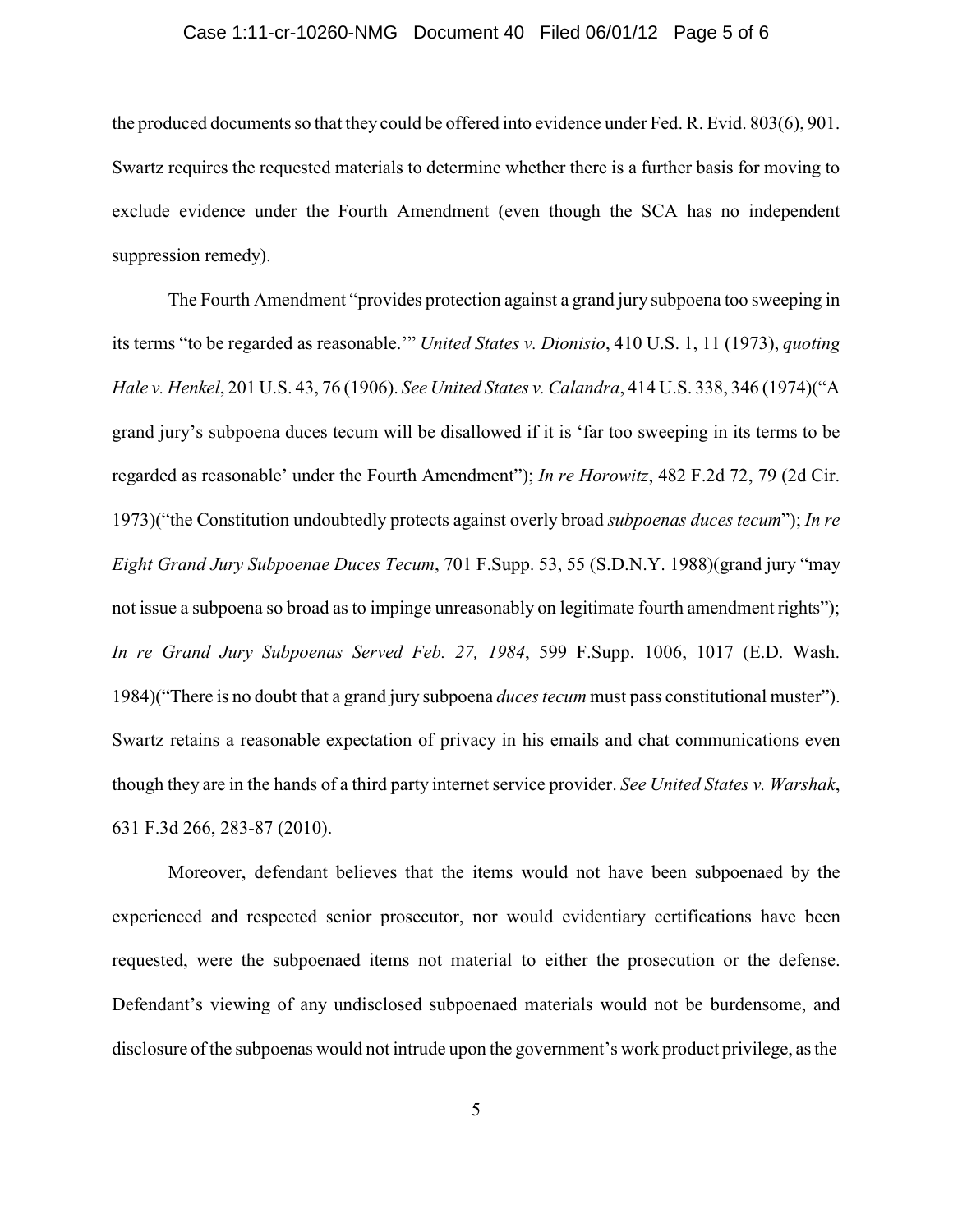the produced documents so that they could be offered into evidence under Fed. R. Evid. 803(6), 901. Swartz requires the requested materials to determine whether there is a further basis for moving to exclude evidence under the Fourth Amendment (even though the SCA has no independent suppression remedy).

The Fourth Amendment "provides protection against a grand jury subpoena too sweeping in its terms "to be regarded as reasonable.'" *United States v. Dionisio*, 410 U.S. 1, 11 (1973), *quoting Hale v. Henkel*, 201 U.S. 43, 76 (1906). *See United States v. Calandra*, 414 U.S. 338, 346 (1974)("A grand jury's subpoena duces tecum will be disallowed if it is 'far too sweeping in its terms to be regarded as reasonable' under the Fourth Amendment"); *In re Horowitz*, 482 F.2d 72, 79 (2d Cir. 1973)("the Constitution undoubtedly protects against overly broad *subpoenas duces tecum*"); *In re Eight Grand Jury Subpoenae Duces Tecum*, 701 F.Supp. 53, 55 (S.D.N.Y. 1988)(grand jury "may not issue a subpoena so broad as to impinge unreasonably on legitimate fourth amendment rights"); *In re Grand Jury Subpoenas Served Feb. 27, 1984*, 599 F.Supp. 1006, 1017 (E.D. Wash. 1984)("There is no doubt that a grand jury subpoena *duces tecum* must pass constitutional muster"). Swartz retains a reasonable expectation of privacy in his emails and chat communications even though they are in the hands of a third party internet service provider. *See United States v. Warshak*, 631 F.3d 266, 283-87 (2010).

Moreover, defendant believes that the items would not have been subpoenaed by the experienced and respected senior prosecutor, nor would evidentiary certifications have been requested, were the subpoenaed items not material to either the prosecution or the defense. Defendant's viewing of any undisclosed subpoenaed materials would not be burdensome, and disclosure of the subpoenas would not intrude upon the government's work product privilege, as the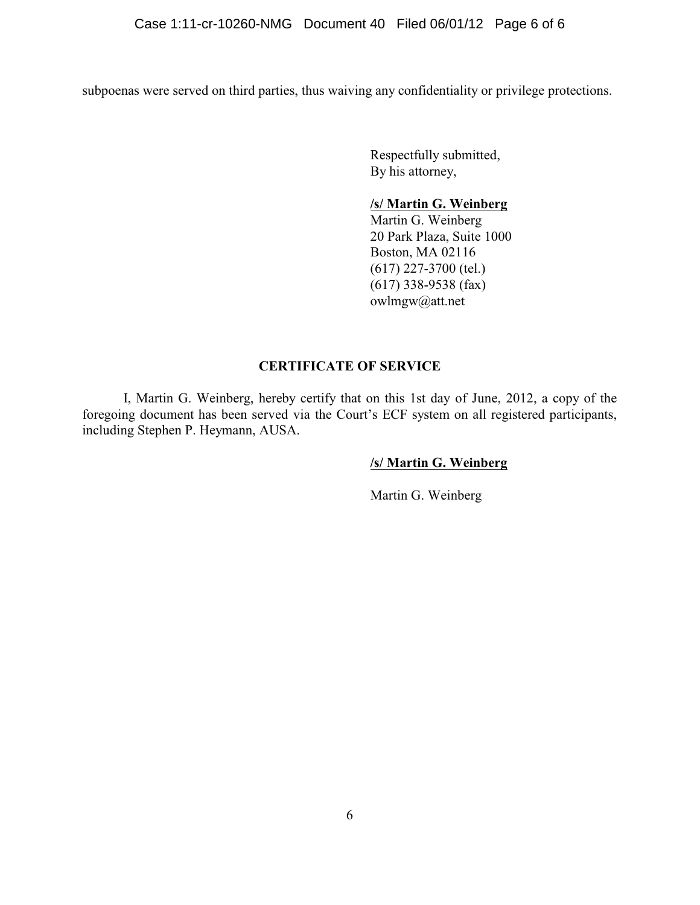subpoenas were served on third parties, thus waiving any confidentiality or privilege protections.

Respectfully submitted,
By his attorney,

**/s/ Martin G. Weinberg**
Martin G. Weinberg
20 Park Plaza, Suite 1000
Boston, MA 02116
(617) 227-3700 (tel.)
(617) 338-9538 (fax)
owlmgw@att.net

## CERTIFICATE OF SERVICE

I, Martin G. Weinberg, hereby certify that on this 1st day of June, 2012, a copy of the foregoing document has been served via the Court's ECF system on all registered participants, including Stephen P. Heymann, AUSA.

**/s/ Martin G. Weinberg**

Martin G. Weinberg